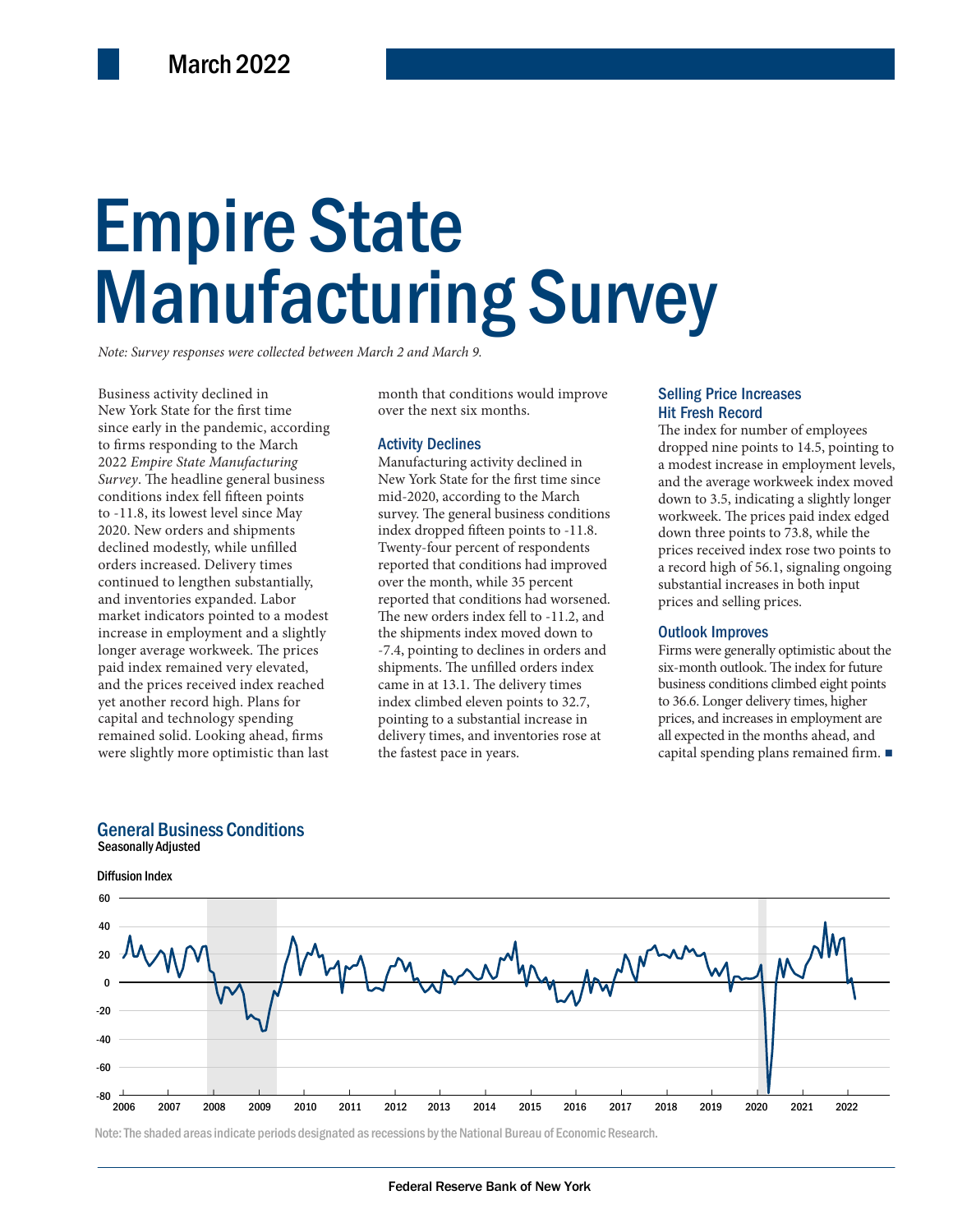March 2022

# Empire State Manufacturing Survey

*Note: Survey responses were collected between March 2 and March 9.*

Business activity declined in New York State for the first time since early in the pandemic, according to firms responding to the March 2022 *Empire State Manufacturing Survey*. The headline general business conditions index fell fifteen points to -11.8, its lowest level since May 2020. New orders and shipments declined modestly, while unfilled orders increased. Delivery times continued to lengthen substantially, and inventories expanded. Labor market indicators pointed to a modest increase in employment and a slightly longer average workweek. The prices paid index remained very elevated, and the prices received index reached yet another record high. Plans for capital and technology spending remained solid. Looking ahead, firms were slightly more optimistic than last month that conditions would improve over the next six months.

## Activity Declines

Manufacturing activity declined in New York State for the first time since mid-2020, according to the March survey. The general business conditions index dropped fifteen points to -11.8. Twenty-four percent of respondents reported that conditions had improved over the month, while 35 percent reported that conditions had worsened. The new orders index fell to -11.2, and the shipments index moved down to -7.4, pointing to declines in orders and shipments. The unfilled orders index came in at 13.1. The delivery times index climbed eleven points to 32.7, pointing to a substantial increase in delivery times, and inventories rose at the fastest pace in years.

## Selling Price Increases Hit Fresh Record

The index for number of employees dropped nine points to 14.5, pointing to a modest increase in employment levels, and the average workweek index moved down to 3.5, indicating a slightly longer workweek. The prices paid index edged down three points to 73.8, while the prices received index rose two points to a record high of 56.1, signaling ongoing substantial increases in both input prices and selling prices.

## Outlook Improves

Firms were generally optimistic about the six-month outlook. The index for future business conditions climbed eight points to 36.6. Longer delivery times, higher prices, and increases in employment are all expected in the months ahead, and capital spending plans remained firm. ■

## General Business Conditions

Seasonally Adjusted

Diffusion Index

Note: The shaded areas indicate periods designated as recessions by the National Bureau of Economic Research.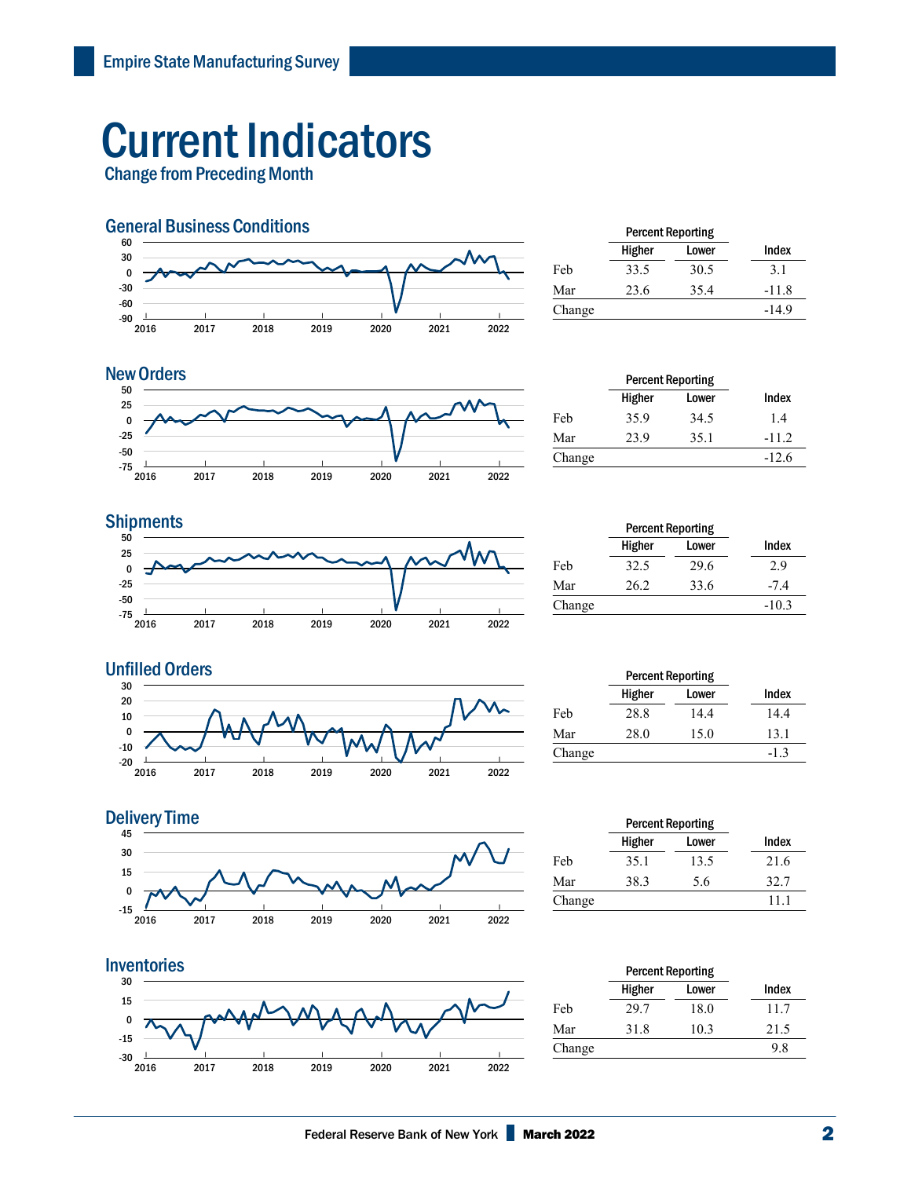# Current Indicators

## Change from Preceding Month

### General Business Conditions

| | Percent Reporting | | |
|---|---|---|---|
| | Higher | Lower | Index |
| Feb | 33.5 | 30.5 | 3.1 |
| Mar | 23.6 | 35.4 | -11.8 |
| Change | | | -14.9 |

### New Orders

| | Percent Reporting | | |
|---|---|---|---|
| | Higher | Lower | Index |
| Feb | 35.9 | 34.5 | 1.4 |
| Mar | 23.9 | 35.1 | -11.2 |
| Change | | | -12.6 |

### Shipments

| | Percent Reporting | | |
|---|---|---|---|
| | Higher | Lower | Index |
| Feb | 32.5 | 29.6 | 2.9 |
| Mar | 26.2 | 33.6 | -7.4 |
| Change | | | -10.3 |

### Unfilled Orders

| | Percent Reporting | | |
|---|---|---|---|
| | Higher | Lower | Index |
| Feb | 28.8 | 14.4 | 14.4 |
| Mar | 28.0 | 15.0 | 13.1 |
| Change | | | -1.3 |

### Delivery Time

| | Percent Reporting | | |
|---|---|---|---|
| | Higher | Lower | Index |
| Feb | 35.1 | 13.5 | 21.6 |
| Mar | 38.3 | 5.6 | 32.7 |
| Change | | | 11.1 |

### Inventories

| | Percent Reporting | | |
|---|---|---|---|
| | Higher | Lower | Index |
| Feb | 29.7 | 18.0 | 11.7 |
| Mar | 31.8 | 10.3 | 21.5 |
| Change | | | 9.8 |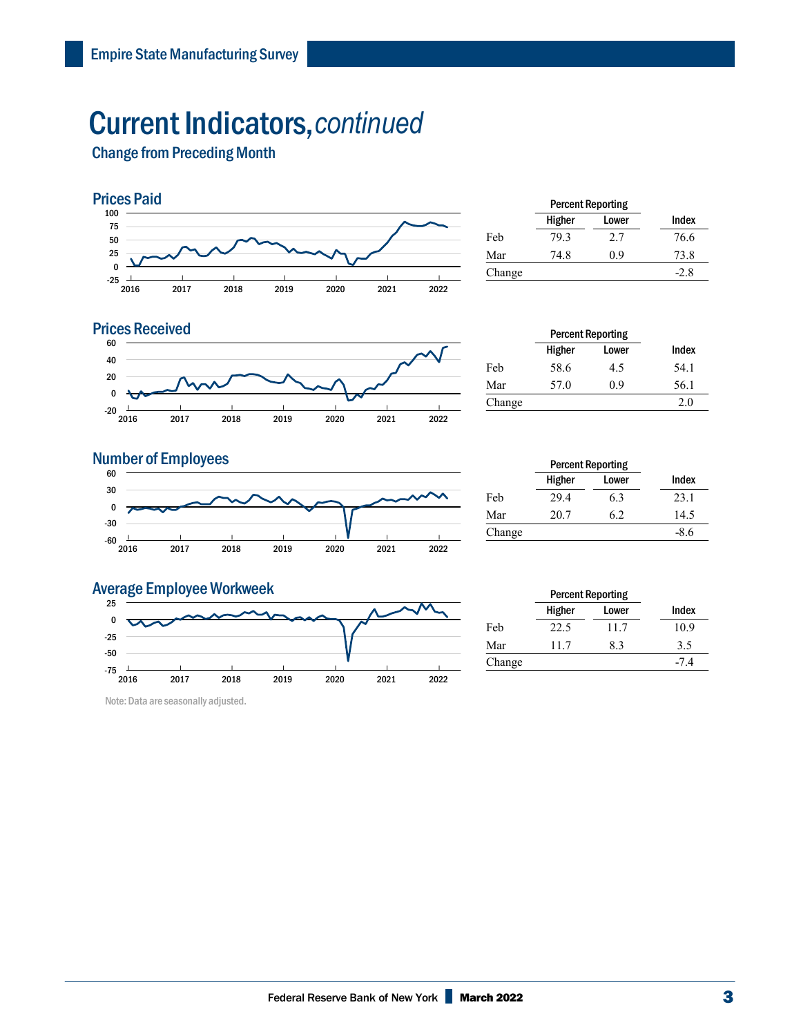# Current Indicators, *continued*

## Change from Preceding Month

### Prices Paid

| | Percent Reporting | | |
|---|---|---|---|
| | Higher | Lower | Index |
| Feb | 79.3 | 2.7 | 76.6 |
| Mar | 74.8 | 0.9 | 73.8 |
| Change | | | -2.8 |

### Prices Received

| | Percent Reporting | | |
|---|---|---|---|
| | Higher | Lower | Index |
| Feb | 58.6 | 4.5 | 54.1 |
| Mar | 57.0 | 0.9 | 56.1 |
| Change | | | 2.0 |

### Number of Employees

| | Percent Reporting | | |
|---|---|---|---|
| | Higher | Lower | Index |
| Feb | 29.4 | 6.3 | 23.1 |
| Mar | 20.7 | 6.2 | 14.5 |
| Change | | | -8.6 |

### Average Employee Workweek

| | Percent Reporting | | |
|---|---|---|---|
| | Higher | Lower | Index |
| Feb | 22.5 | 11.7 | 10.9 |
| Mar | 11.7 | 8.3 | 3.5 |
| Change | | | -7.4 |

Note: Data are seasonally adjusted.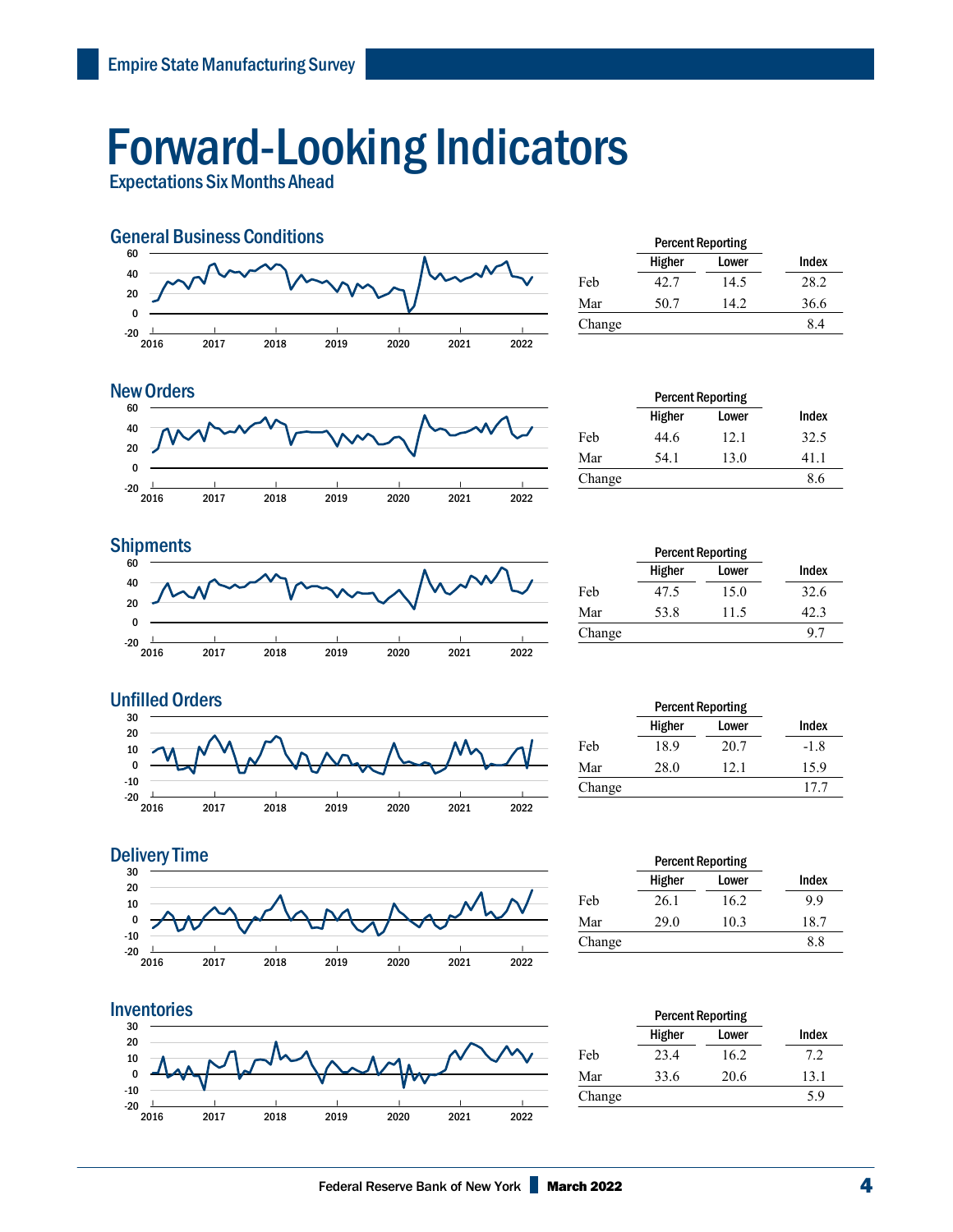Empire State Manufacturing Survey

# Forward-Looking Indicators

## Expectations Six Months Ahead

### General Business Conditions

| | Percent Reporting | | |
|---|---|---|---|
| | Higher | Lower | Index |
| Feb | 42.7 | 14.5 | 28.2 |
| Mar | 50.7 | 14.2 | 36.6 |
| Change | | | 8.4 |

### New Orders

| | Percent Reporting | | |
|---|---|---|---|
| | Higher | Lower | Index |
| Feb | 44.6 | 12.1 | 32.5 |
| Mar | 54.1 | 13.0 | 41.1 |
| Change | | | 8.6 |

### Shipments

| | Percent Reporting | | |
|---|---|---|---|
| | Higher | Lower | Index |
| Feb | 47.5 | 15.0 | 32.6 |
| Mar | 53.8 | 11.5 | 42.3 |
| Change | | | 9.7 |

### Unfilled Orders

| | Percent Reporting | | |
|---|---|---|---|
| | Higher | Lower | Index |
| Feb | 18.9 | 20.7 | -1.8 |
| Mar | 28.0 | 12.1 | 15.9 |
| Change | | | 17.7 |

### Delivery Time

| | Percent Reporting | | |
|---|---|---|---|
| | Higher | Lower | Index |
| Feb | 26.1 | 16.2 | 9.9 |
| Mar | 29.0 | 10.3 | 18.7 |
| Change | | | 8.8 |

### Inventories

| | Percent Reporting | | |
|---|---|---|---|
| | Higher | Lower | Index |
| Feb | 23.4 | 16.2 | 7.2 |
| Mar | 33.6 | 20.6 | 13.1 |
| Change | | | 5.9 |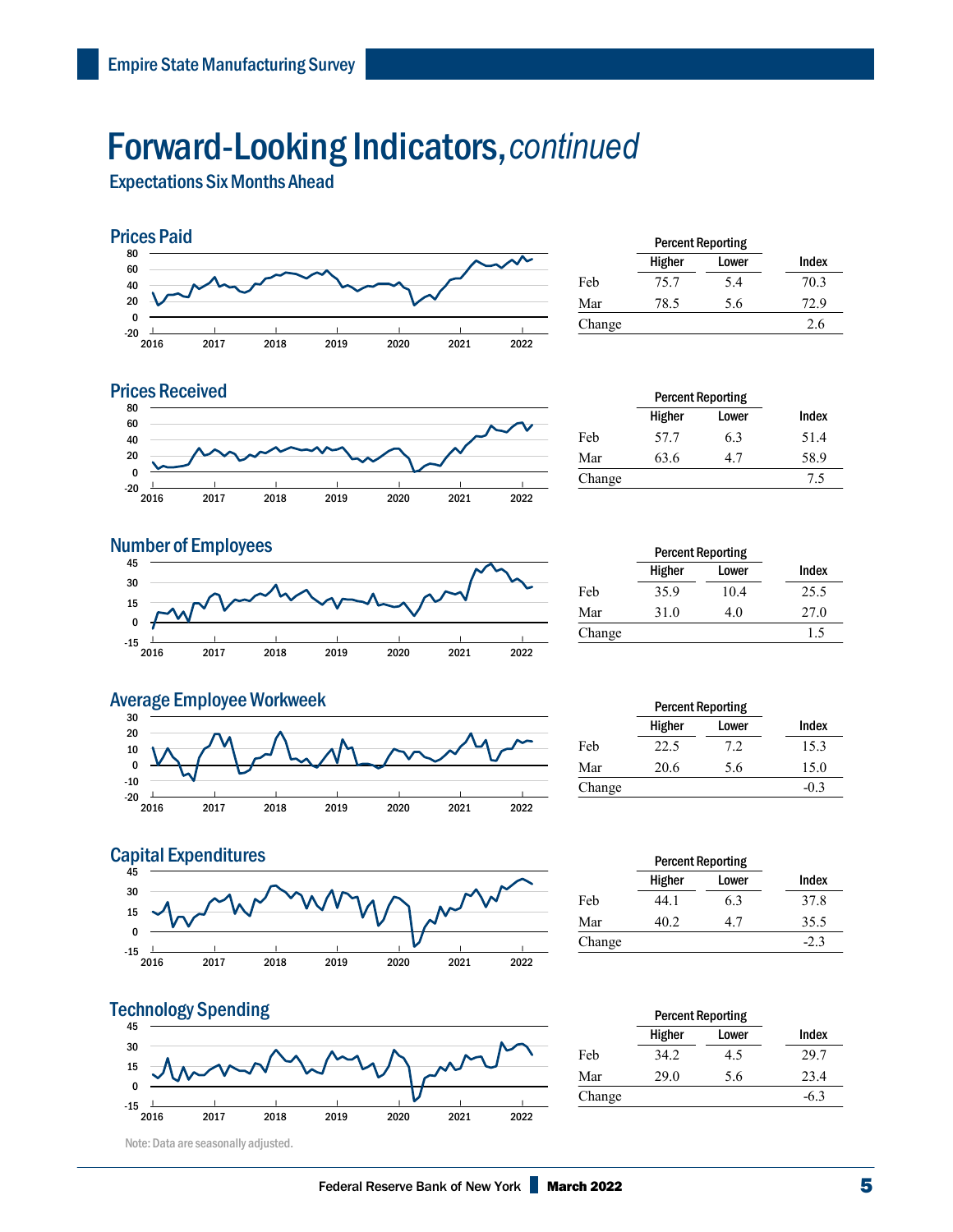# Forward-Looking Indicators, *continued*

## Expectations Six Months Ahead

### Prices Paid

80
60
40
20
0
-20
2016 2017 2018 2019 2020 2021 2022

| | Percent Reporting | | |
|---|---|---|---|
| | Higher | Lower | Index |
| Feb | 75.7 | 5.4 | 70.3 |
| Mar | 78.5 | 5.6 | 72.9 |
| Change | | | 2.6 |

### Prices Received

80
60
40
20
0
-20
2016 2017 2018 2019 2020 2021 2022

| | Percent Reporting | | |
|---|---|---|---|
| | Higher | Lower | Index |
| Feb | 57.7 | 6.3 | 51.4 |
| Mar | 63.6 | 4.7 | 58.9 |
| Change | | | 7.5 |

### Number of Employees

45
30
15
0
-15
2016 2017 2018 2019 2020 2021 2022

| | Percent Reporting | | |
|---|---|---|---|
| | Higher | Lower | Index |
| Feb | 35.9 | 10.4 | 25.5 |
| Mar | 31.0 | 4.0 | 27.0 |
| Change | | | 1.5 |

### Average Employee Workweek

30
20
10
0
-10
-20
2016 2017 2018 2019 2020 2021 2022

| | Percent Reporting | | |
|---|---|---|---|
| | Higher | Lower | Index |
| Feb | 22.5 | 7.2 | 15.3 |
| Mar | 20.6 | 5.6 | 15.0 |
| Change | | | -0.3 |

### Capital Expenditures

45
30
15
0
-15
2016 2017 2018 2019 2020 2021 2022

| | Percent Reporting | | |
|---|---|---|---|
| | Higher | Lower | Index |
| Feb | 44.1 | 6.3 | 37.8 |
| Mar | 40.2 | 4.7 | 35.5 |
| Change | | | -2.3 |

### Technology Spending

45
30
15
0
-15
2016 2017 2018 2019 2020 2021 2022

| | Percent Reporting | | |
|---|---|---|---|
| | Higher | Lower | Index |
| Feb | 34.2 | 4.5 | 29.7 |
| Mar | 29.0 | 5.6 | 23.4 |
| Change | | | -6.3 |

Note: Data are seasonally adjusted.